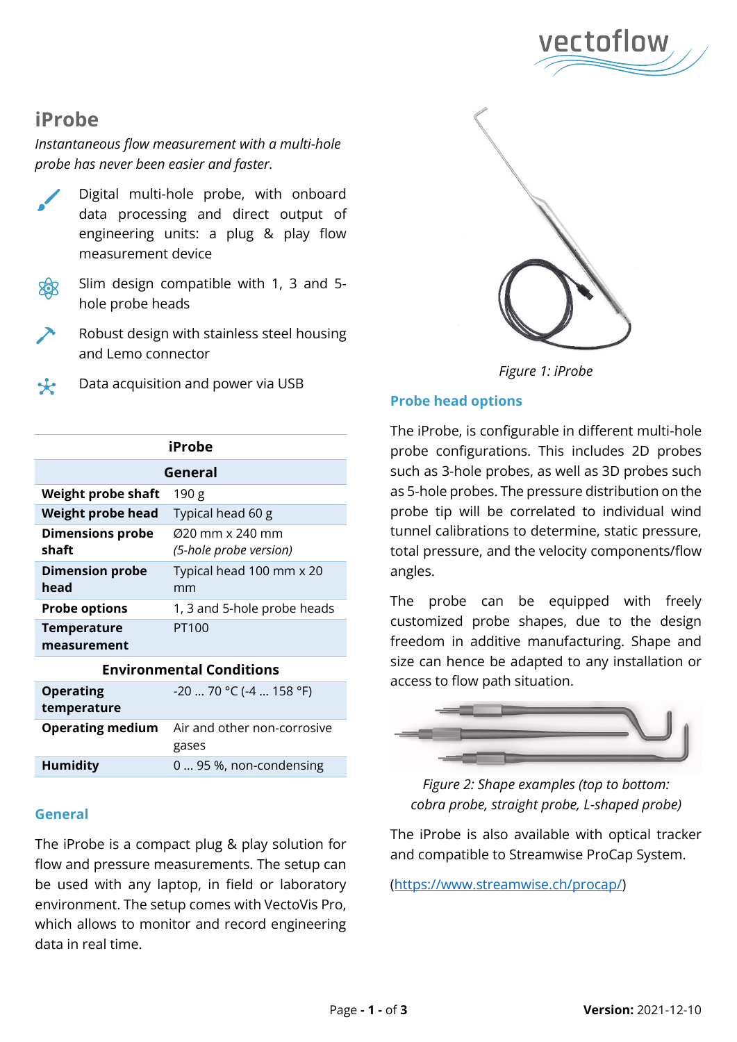# iProbe

*Instantaneous flow measurement with a multi-hole probe has never been easier and faster.*

- Digital multi-hole probe, with onboard data processing and direct output of engineering units: a plug & play flow measurement device
- Slim design compatible with 1, 3 and 5-hole probe heads
- Robust design with stainless steel housing and Lemo connector
- Data acquisition and power via USB

| iProbe | |
|---|---|
| **General** | |
| **Weight probe shaft** | 190 g |
| **Weight probe head** | Typical head 60 g |
| **Dimensions probe shaft** | Ø20 mm x 240 mm *(5-hole probe version)* |
| **Dimension probe head** | Typical head 100 mm x 20 mm |
| **Probe options** | 1, 3 and 5-hole probe heads |
| **Temperature measurement** | PT100 |
| **Environmental Conditions** | |
| **Operating temperature** | -20 … 70 °C (-4 … 158 °F) |
| **Operating medium** | Air and other non-corrosive gases |
| **Humidity** | 0 … 95 %, non-condensing |

## General

The iProbe is a compact plug & play solution for flow and pressure measurements. The setup can be used with any laptop, in field or laboratory environment. The setup comes with VectoVis Pro, which allows to monitor and record engineering data in real time.

*Figure 1: iProbe*

## Probe head options

The iProbe, is configurable in different multi-hole probe configurations. This includes 2D probes such as 3-hole probes, as well as 3D probes such as 5-hole probes. The pressure distribution on the probe tip will be correlated to individual wind tunnel calibrations to determine, static pressure, total pressure, and the velocity components/flow angles.

The probe can be equipped with freely customized probe shapes, due to the design freedom in additive manufacturing. Shape and size can hence be adapted to any installation or access to flow path situation.

*Figure 2: Shape examples (top to bottom: cobra probe, straight probe, L-shaped probe)*

The iProbe is also available with optical tracker and compatible to Streamwise ProCap System.

(https://www.streamwise.ch/procap/)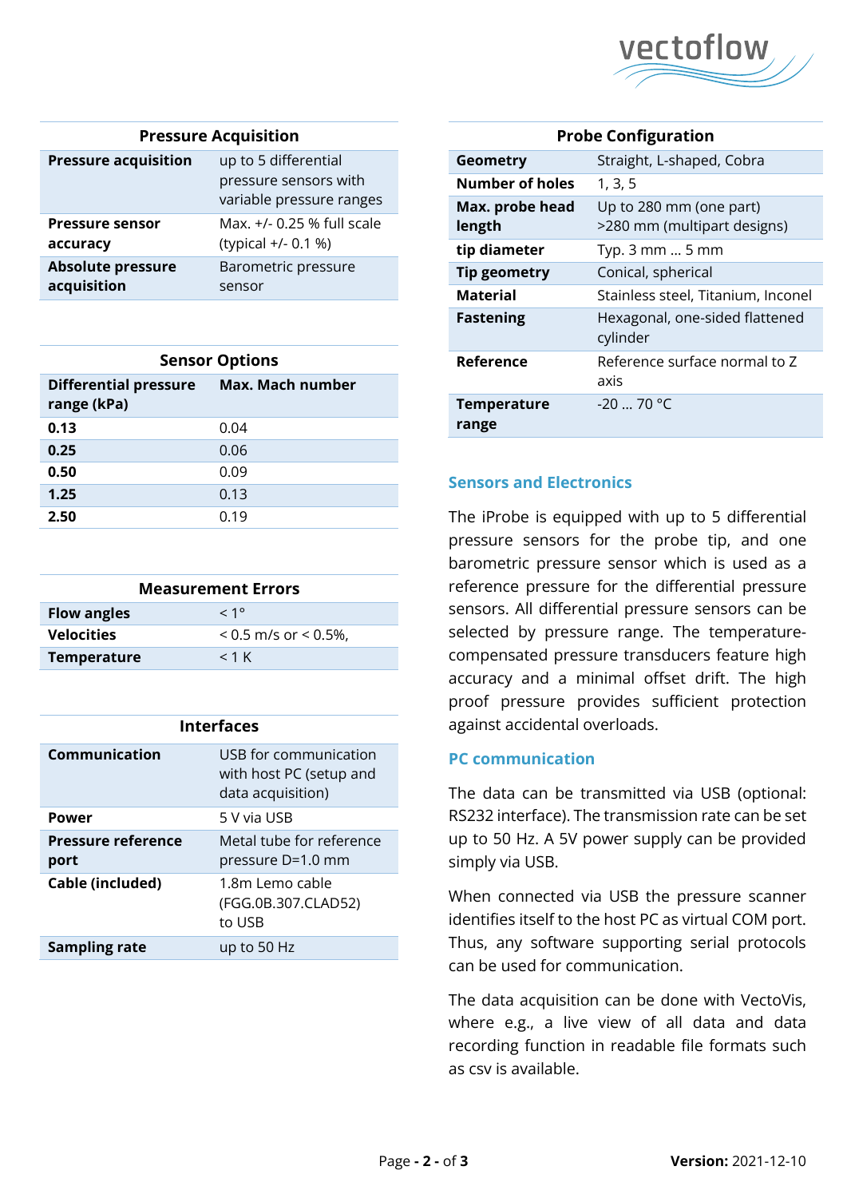| Pressure Acquisition | |
|---|---|
| **Pressure acquisition** | up to 5 differential pressure sensors with variable pressure ranges |
| **Pressure sensor accuracy** | Max. +/- 0.25 % full scale (typical +/- 0.1 %) |
| **Absolute pressure acquisition** | Barometric pressure sensor |

| Sensor Options | |
|---|---|
| **Differential pressure range (kPa)** | **Max. Mach number** |
| **0.13** | 0.04 |
| **0.25** | 0.06 |
| **0.50** | 0.09 |
| **1.25** | 0.13 |
| **2.50** | 0.19 |

| Measurement Errors | |
|---|---|
| **Flow angles** | < 1° |
| **Velocities** | < 0.5 m/s or < 0.5%, |
| **Temperature** | < 1 K |

| Interfaces | |
|---|---|
| **Communication** | USB for communication with host PC (setup and data acquisition) |
| **Power** | 5 V via USB |
| **Pressure reference port** | Metal tube for reference pressure D=1.0 mm |
| **Cable (included)** | 1.8m Lemo cable (FGG.0B.307.CLAD52) to USB |
| **Sampling rate** | up to 50 Hz |

| Probe Configuration | |
|---|---|
| **Geometry** | Straight, L-shaped, Cobra |
| **Number of holes** | 1, 3, 5 |
| **Max. probe head length** | Up to 280 mm (one part) >280 mm (multipart designs) |
| **tip diameter** | Typ. 3 mm ... 5 mm |
| **Tip geometry** | Conical, spherical |
| **Material** | Stainless steel, Titanium, Inconel |
| **Fastening** | Hexagonal, one-sided flattened cylinder |
| **Reference** | Reference surface normal to Z axis |
| **Temperature range** | -20 ... 70 °C |

## Sensors and Electronics

The iProbe is equipped with up to 5 differential pressure sensors for the probe tip, and one barometric pressure sensor which is used as a reference pressure for the differential pressure sensors. All differential pressure sensors can be selected by pressure range. The temperature-compensated pressure transducers feature high accuracy and a minimal offset drift. The high proof pressure provides sufficient protection against accidental overloads.

## PC communication

The data can be transmitted via USB (optional: RS232 interface). The transmission rate can be set up to 50 Hz. A 5V power supply can be provided simply via USB.

When connected via USB the pressure scanner identifies itself to the host PC as virtual COM port. Thus, any software supporting serial protocols can be used for communication.

The data acquisition can be done with VectoVis, where e.g., a live view of all data and data recording function in readable file formats such as csv is available.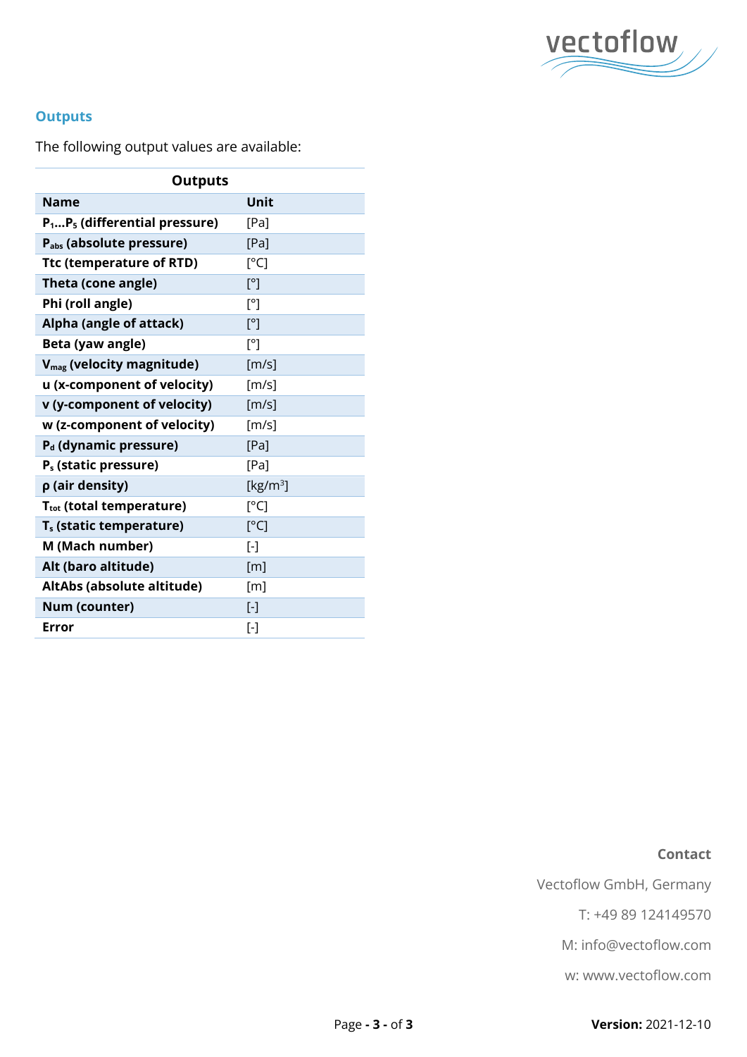## Outputs

The following output values are available:

| Outputs | |
|---|---|
| **Name** | **Unit** |
| **$P_1$…$P_5$ (differential pressure)** | [Pa] |
| **$P_{abs}$ (absolute pressure)** | [Pa] |
| **Ttc (temperature of RTD)** | [°C] |
| **Theta (cone angle)** | [°] |
| **Phi (roll angle)** | [°] |
| **Alpha (angle of attack)** | [°] |
| **Beta (yaw angle)** | [°] |
| **$V_{mag}$ (velocity magnitude)** | [m/s] |
| **u (x-component of velocity)** | [m/s] |
| **v (y-component of velocity)** | [m/s] |
| **w (z-component of velocity)** | [m/s] |
| **$P_d$ (dynamic pressure)** | [Pa] |
| **$P_s$ (static pressure)** | [Pa] |
| **ρ (air density)** | [kg/m$^3$] |
| **$T_{tot}$ (total temperature)** | [°C] |
| **$T_s$ (static temperature)** | [°C] |
| **M (Mach number)** | [-] |
| **Alt (baro altitude)** | [m] |
| **AltAbs (absolute altitude)** | [m] |
| **Num (counter)** | [-] |
| **Error** | [-] |

**Contact**

Vectoflow GmbH, Germany

T: +49 89 124149570

M: info@vectoflow.com

w: www.vectoflow.com

**Version:** 2021-12-10